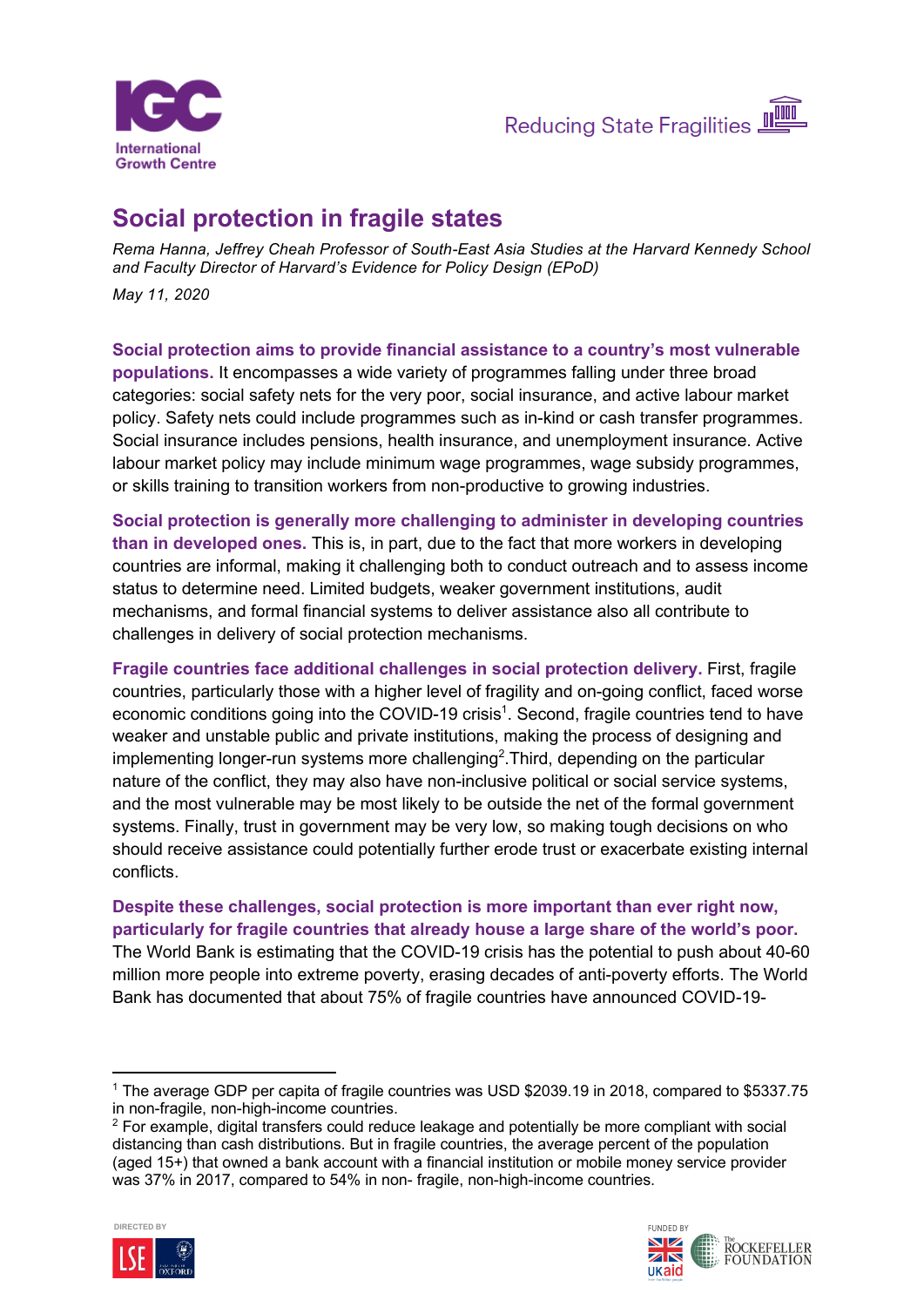# Social protection in fragile states

*Rema Hanna, Jeffrey Cheah Professor of South-East Asia Studies at the Harvard Kennedy School and Faculty Director of Harvard's Evidence for Policy Design (EPoD)*

*May 11, 2020*

**Social protection aims to provide financial assistance to a country's most vulnerable populations.** It encompasses a wide variety of programmes falling under three broad categories: social safety nets for the very poor, social insurance, and active labour market policy. Safety nets could include programmes such as in-kind or cash transfer programmes. Social insurance includes pensions, health insurance, and unemployment insurance. Active labour market policy may include minimum wage programmes, wage subsidy programmes, or skills training to transition workers from non-productive to growing industries.

**Social protection is generally more challenging to administer in developing countries than in developed ones.** This is, in part, due to the fact that more workers in developing countries are informal, making it challenging both to conduct outreach and to assess income status to determine need. Limited budgets, weaker government institutions, audit mechanisms, and formal financial systems to deliver assistance also all contribute to challenges in delivery of social protection mechanisms.

**Fragile countries face additional challenges in social protection delivery.** First, fragile countries, particularly those with a higher level of fragility and on-going conflict, faced worse economic conditions going into the COVID-19 crisis[1]. Second, fragile countries tend to have weaker and unstable public and private institutions, making the process of designing and implementing longer-run systems more challenging[2].Third, depending on the particular nature of the conflict, they may also have non-inclusive political or social service systems, and the most vulnerable may be most likely to be outside the net of the formal government systems. Finally, trust in government may be very low, so making tough decisions on who should receive assistance could potentially further erode trust or exacerbate existing internal conflicts.

**Despite these challenges, social protection is more important than ever right now, particularly for fragile countries that already house a large share of the world's poor.** The World Bank is estimating that the COVID-19 crisis has the potential to push about 40-60 million more people into extreme poverty, erasing decades of anti-poverty efforts. The World Bank has documented that about 75% of fragile countries have announced COVID-19-

---

[1] The average GDP per capita of fragile countries was USD $2039.19 in 2018, compared to $5337.75 in non-fragile, non-high-income countries.

[2] For example, digital transfers could reduce leakage and potentially be more compliant with social distancing than cash distributions. But in fragile countries, the average percent of the population (aged 15+) that owned a bank account with a financial institution or mobile money service provider was 37% in 2017, compared to 54% in non- fragile, non-high-income countries.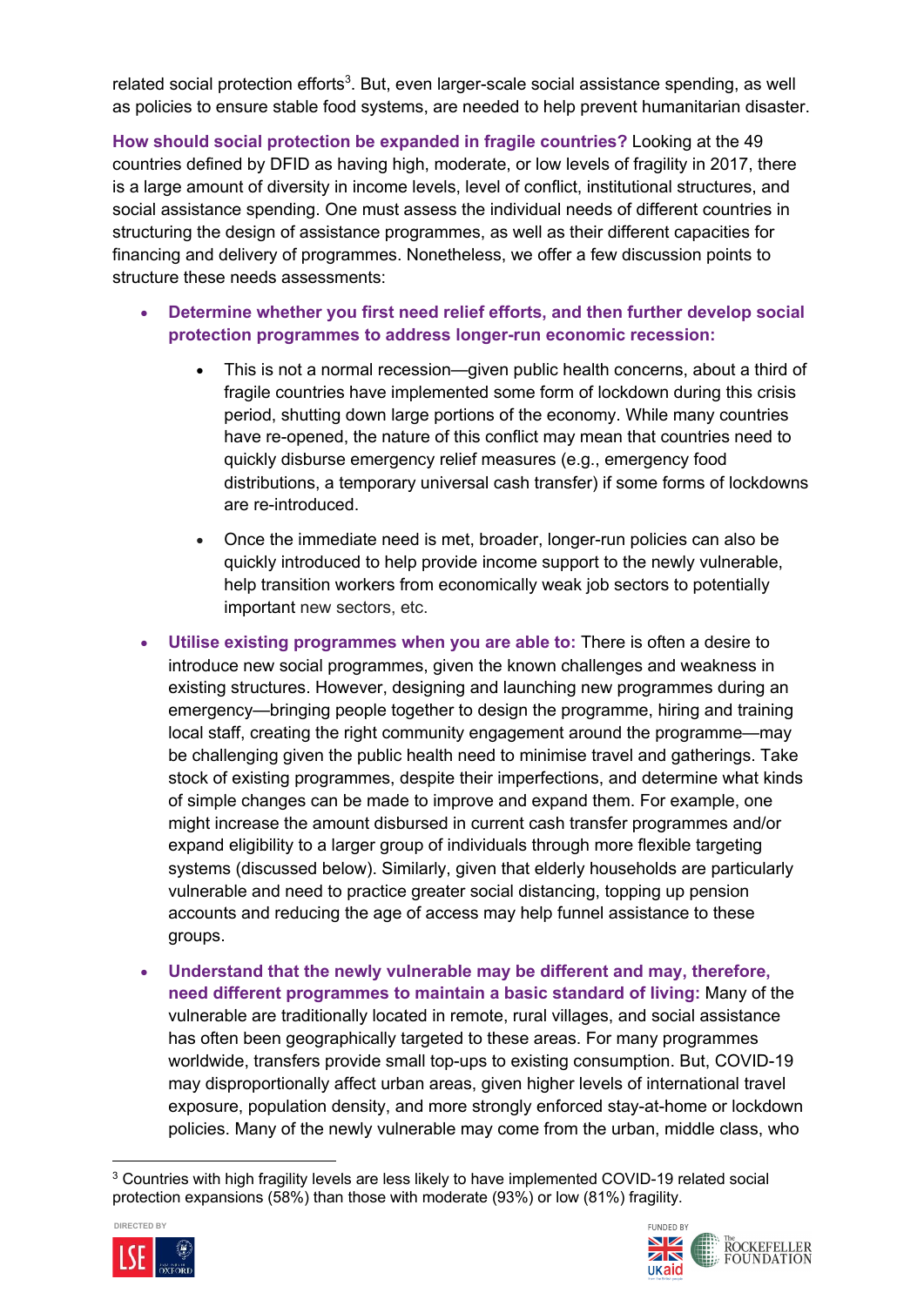related social protection efforts[3]. But, even larger-scale social assistance spending, as well as policies to ensure stable food systems, are needed to help prevent humanitarian disaster.

**How should social protection be expanded in fragile countries?** Looking at the 49 countries defined by DFID as having high, moderate, or low levels of fragility in 2017, there is a large amount of diversity in income levels, level of conflict, institutional structures, and social assistance spending. One must assess the individual needs of different countries in structuring the design of assistance programmes, as well as their different capacities for financing and delivery of programmes. Nonetheless, we offer a few discussion points to structure these needs assessments:

- **Determine whether you first need relief efforts, and then further develop social protection programmes to address longer-run economic recession:**
  - This is not a normal recession—given public health concerns, about a third of fragile countries have implemented some form of lockdown during this crisis period, shutting down large portions of the economy. While many countries have re-opened, the nature of this conflict may mean that countries need to quickly disburse emergency relief measures (e.g., emergency food distributions, a temporary universal cash transfer) if some forms of lockdowns are re-introduced.
  - Once the immediate need is met, broader, longer-run policies can also be quickly introduced to help provide income support to the newly vulnerable, help transition workers from economically weak job sectors to potentially important new sectors, etc.
- **Utilise existing programmes when you are able to:** There is often a desire to introduce new social programmes, given the known challenges and weakness in existing structures. However, designing and launching new programmes during an emergency—bringing people together to design the programme, hiring and training local staff, creating the right community engagement around the programme—may be challenging given the public health need to minimise travel and gatherings. Take stock of existing programmes, despite their imperfections, and determine what kinds of simple changes can be made to improve and expand them. For example, one might increase the amount disbursed in current cash transfer programmes and/or expand eligibility to a larger group of individuals through more flexible targeting systems (discussed below). Similarly, given that elderly households are particularly vulnerable and need to practice greater social distancing, topping up pension accounts and reducing the age of access may help funnel assistance to these groups.
- **Understand that the newly vulnerable may be different and may, therefore, need different programmes to maintain a basic standard of living:** Many of the vulnerable are traditionally located in remote, rural villages, and social assistance has often been geographically targeted to these areas. For many programmes worldwide, transfers provide small top-ups to existing consumption. But, COVID-19 may disproportionally affect urban areas, given higher levels of international travel exposure, population density, and more strongly enforced stay-at-home or lockdown policies. Many of the newly vulnerable may come from the urban, middle class, who

---

[3] Countries with high fragility levels are less likely to have implemented COVID-19 related social protection expansions (58%) than those with moderate (93%) or low (81%) fragility.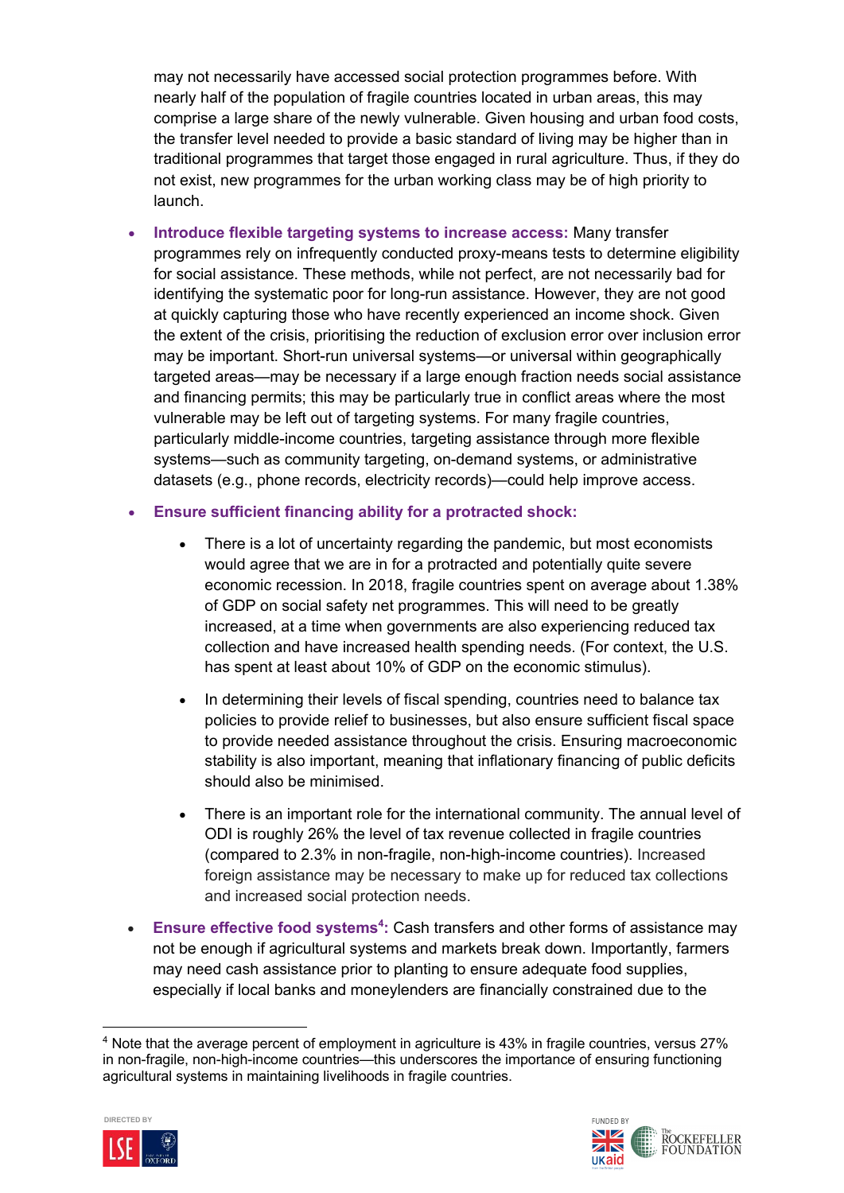may not necessarily have accessed social protection programmes before. With nearly half of the population of fragile countries located in urban areas, this may comprise a large share of the newly vulnerable. Given housing and urban food costs, the transfer level needed to provide a basic standard of living may be higher than in traditional programmes that target those engaged in rural agriculture. Thus, if they do not exist, new programmes for the urban working class may be of high priority to launch.

- **Introduce flexible targeting systems to increase access:** Many transfer programmes rely on infrequently conducted proxy-means tests to determine eligibility for social assistance. These methods, while not perfect, are not necessarily bad for identifying the systematic poor for long-run assistance. However, they are not good at quickly capturing those who have recently experienced an income shock. Given the extent of the crisis, prioritising the reduction of exclusion error over inclusion error may be important. Short-run universal systems—or universal within geographically targeted areas—may be necessary if a large enough fraction needs social assistance and financing permits; this may be particularly true in conflict areas where the most vulnerable may be left out of targeting systems. For many fragile countries, particularly middle-income countries, targeting assistance through more flexible systems—such as community targeting, on-demand systems, or administrative datasets (e.g., phone records, electricity records)—could help improve access.
- **Ensure sufficient financing ability for a protracted shock:**
  - There is a lot of uncertainty regarding the pandemic, but most economists would agree that we are in for a protracted and potentially quite severe economic recession. In 2018, fragile countries spent on average about 1.38% of GDP on social safety net programmes. This will need to be greatly increased, at a time when governments are also experiencing reduced tax collection and have increased health spending needs. (For context, the U.S. has spent at least about 10% of GDP on the economic stimulus).
  - In determining their levels of fiscal spending, countries need to balance tax policies to provide relief to businesses, but also ensure sufficient fiscal space to provide needed assistance throughout the crisis. Ensuring macroeconomic stability is also important, meaning that inflationary financing of public deficits should also be minimised.
  - There is an important role for the international community. The annual level of ODI is roughly 26% the level of tax revenue collected in fragile countries (compared to 2.3% in non-fragile, non-high-income countries). Increased foreign assistance may be necessary to make up for reduced tax collections and increased social protection needs.
- **Ensure effective food systems[4]:** Cash transfers and other forms of assistance may not be enough if agricultural systems and markets break down. Importantly, farmers may need cash assistance prior to planting to ensure adequate food supplies, especially if local banks and moneylenders are financially constrained due to the

[4] Note that the average percent of employment in agriculture is 43% in fragile countries, versus 27% in non-fragile, non-high-income countries—this underscores the importance of ensuring functioning agricultural systems in maintaining livelihoods in fragile countries.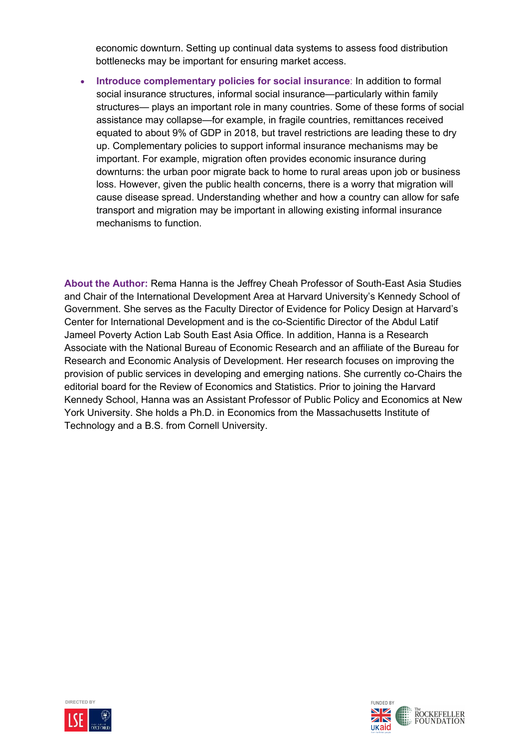economic downturn. Setting up continual data systems to assess food distribution bottlenecks may be important for ensuring market access.

- **Introduce complementary policies for social insurance**: In addition to formal social insurance structures, informal social insurance—particularly within family structures— plays an important role in many countries. Some of these forms of social assistance may collapse—for example, in fragile countries, remittances received equated to about 9% of GDP in 2018, but travel restrictions are leading these to dry up. Complementary policies to support informal insurance mechanisms may be important. For example, migration often provides economic insurance during downturns: the urban poor migrate back to home to rural areas upon job or business loss. However, given the public health concerns, there is a worry that migration will cause disease spread. Understanding whether and how a country can allow for safe transport and migration may be important in allowing existing informal insurance mechanisms to function.

**About the Author:** Rema Hanna is the Jeffrey Cheah Professor of South-East Asia Studies and Chair of the International Development Area at Harvard University's Kennedy School of Government. She serves as the Faculty Director of Evidence for Policy Design at Harvard's Center for International Development and is the co-Scientific Director of the Abdul Latif Jameel Poverty Action Lab South East Asia Office. In addition, Hanna is a Research Associate with the National Bureau of Economic Research and an affiliate of the Bureau for Research and Economic Analysis of Development. Her research focuses on improving the provision of public services in developing and emerging nations. She currently co-Chairs the editorial board for the Review of Economics and Statistics. Prior to joining the Harvard Kennedy School, Hanna was an Assistant Professor of Public Policy and Economics at New York University. She holds a Ph.D. in Economics from the Massachusetts Institute of Technology and a B.S. from Cornell University.